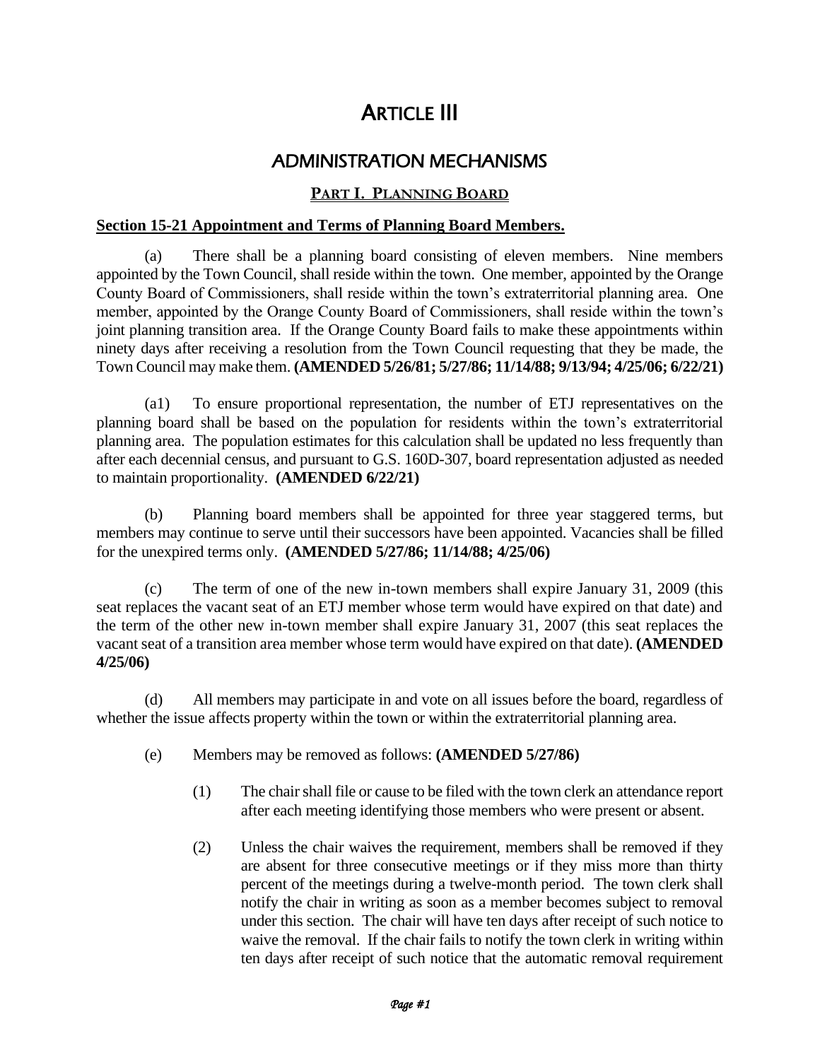# ARTICLE III

## ADMINISTRATION MECHANISMS

### PART I. PLANNING BOARD

**Section 15-21 Appointment and Terms of Planning Board Members.**

(a) There shall be a planning board consisting of eleven members. Nine members appointed by the Town Council, shall reside within the town. One member, appointed by the Orange County Board of Commissioners, shall reside within the town's extraterritorial planning area. One member, appointed by the Orange County Board of Commissioners, shall reside within the town's joint planning transition area. If the Orange County Board fails to make these appointments within ninety days after receiving a resolution from the Town Council requesting that they be made, the Town Council may make them. **(AMENDED 5/26/81; 5/27/86; 11/14/88; 9/13/94; 4/25/06; 6/22/21)**

(a1) To ensure proportional representation, the number of ETJ representatives on the planning board shall be based on the population for residents within the town's extraterritorial planning area. The population estimates for this calculation shall be updated no less frequently than after each decennial census, and pursuant to G.S. 160D-307, board representation adjusted as needed to maintain proportionality. **(AMENDED 6/22/21)**

(b) Planning board members shall be appointed for three year staggered terms, but members may continue to serve until their successors have been appointed. Vacancies shall be filled for the unexpired terms only. **(AMENDED 5/27/86; 11/14/88; 4/25/06)**

(c) The term of one of the new in-town members shall expire January 31, 2009 (this seat replaces the vacant seat of an ETJ member whose term would have expired on that date) and the term of the other new in-town member shall expire January 31, 2007 (this seat replaces the vacant seat of a transition area member whose term would have expired on that date). **(AMENDED 4/25/06)**

(d) All members may participate in and vote on all issues before the board, regardless of whether the issue affects property within the town or within the extraterritorial planning area.

(e) Members may be removed as follows: **(AMENDED 5/27/86)**

(1) The chair shall file or cause to be filed with the town clerk an attendance report after each meeting identifying those members who were present or absent.

(2) Unless the chair waives the requirement, members shall be removed if they are absent for three consecutive meetings or if they miss more than thirty percent of the meetings during a twelve-month period. The town clerk shall notify the chair in writing as soon as a member becomes subject to removal under this section. The chair will have ten days after receipt of such notice to waive the removal. If the chair fails to notify the town clerk in writing within ten days after receipt of such notice that the automatic removal requirement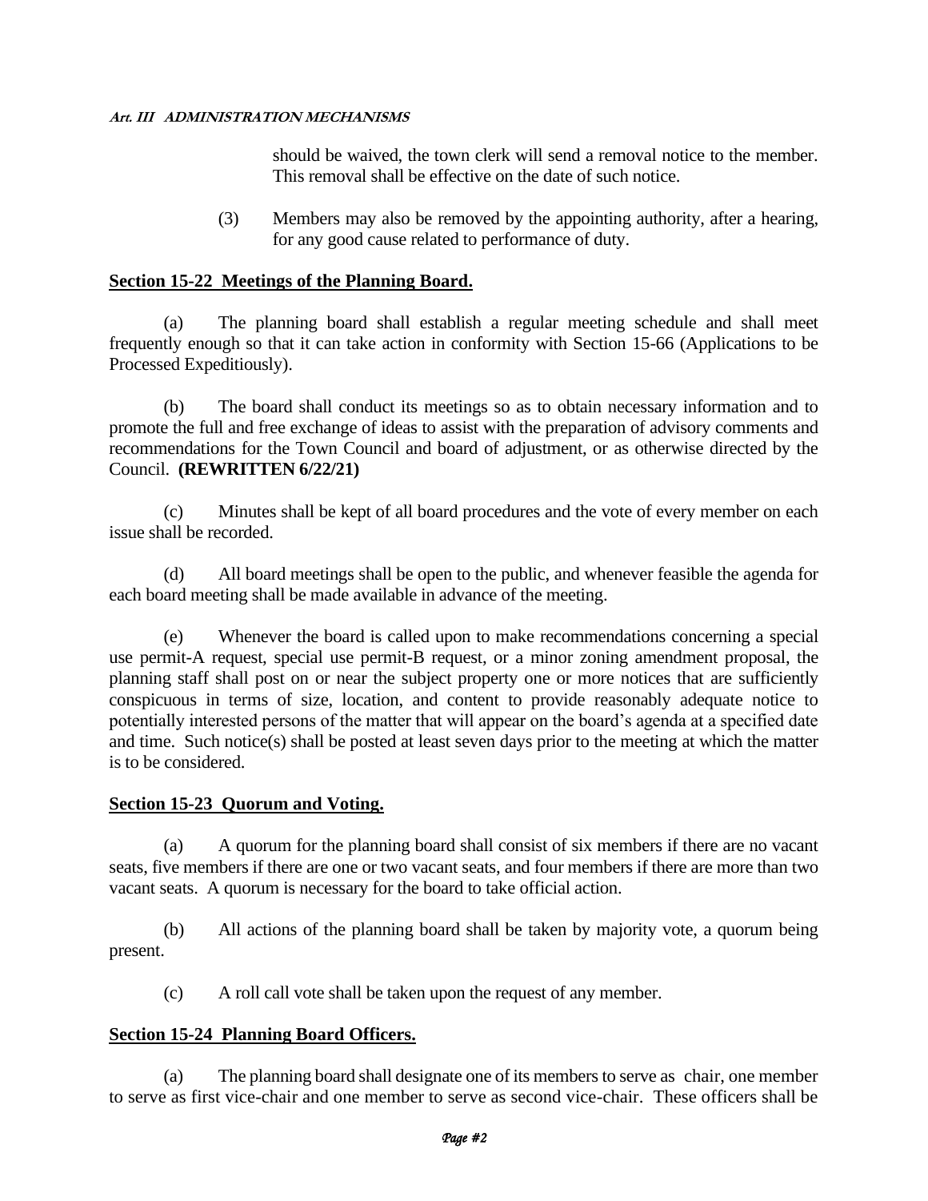should be waived, the town clerk will send a removal notice to the member. This removal shall be effective on the date of such notice.

(3) Members may also be removed by the appointing authority, after a hearing, for any good cause related to performance of duty.

## Section 15-22 Meetings of the Planning Board.

(a) The planning board shall establish a regular meeting schedule and shall meet frequently enough so that it can take action in conformity with Section 15-66 (Applications to be Processed Expeditiously).

(b) The board shall conduct its meetings so as to obtain necessary information and to promote the full and free exchange of ideas to assist with the preparation of advisory comments and recommendations for the Town Council and board of adjustment, or as otherwise directed by the Council. **(REWRITTEN 6/22/21)**

(c) Minutes shall be kept of all board procedures and the vote of every member on each issue shall be recorded.

(d) All board meetings shall be open to the public, and whenever feasible the agenda for each board meeting shall be made available in advance of the meeting.

(e) Whenever the board is called upon to make recommendations concerning a special use permit-A request, special use permit-B request, or a minor zoning amendment proposal, the planning staff shall post on or near the subject property one or more notices that are sufficiently conspicuous in terms of size, location, and content to provide reasonably adequate notice to potentially interested persons of the matter that will appear on the board's agenda at a specified date and time. Such notice(s) shall be posted at least seven days prior to the meeting at which the matter is to be considered.

## Section 15-23 Quorum and Voting.

(a) A quorum for the planning board shall consist of six members if there are no vacant seats, five members if there are one or two vacant seats, and four members if there are more than two vacant seats. A quorum is necessary for the board to take official action.

(b) All actions of the planning board shall be taken by majority vote, a quorum being present.

(c) A roll call vote shall be taken upon the request of any member.

## Section 15-24 Planning Board Officers.

(a) The planning board shall designate one of its members to serve as chair, one member to serve as first vice-chair and one member to serve as second vice-chair. These officers shall be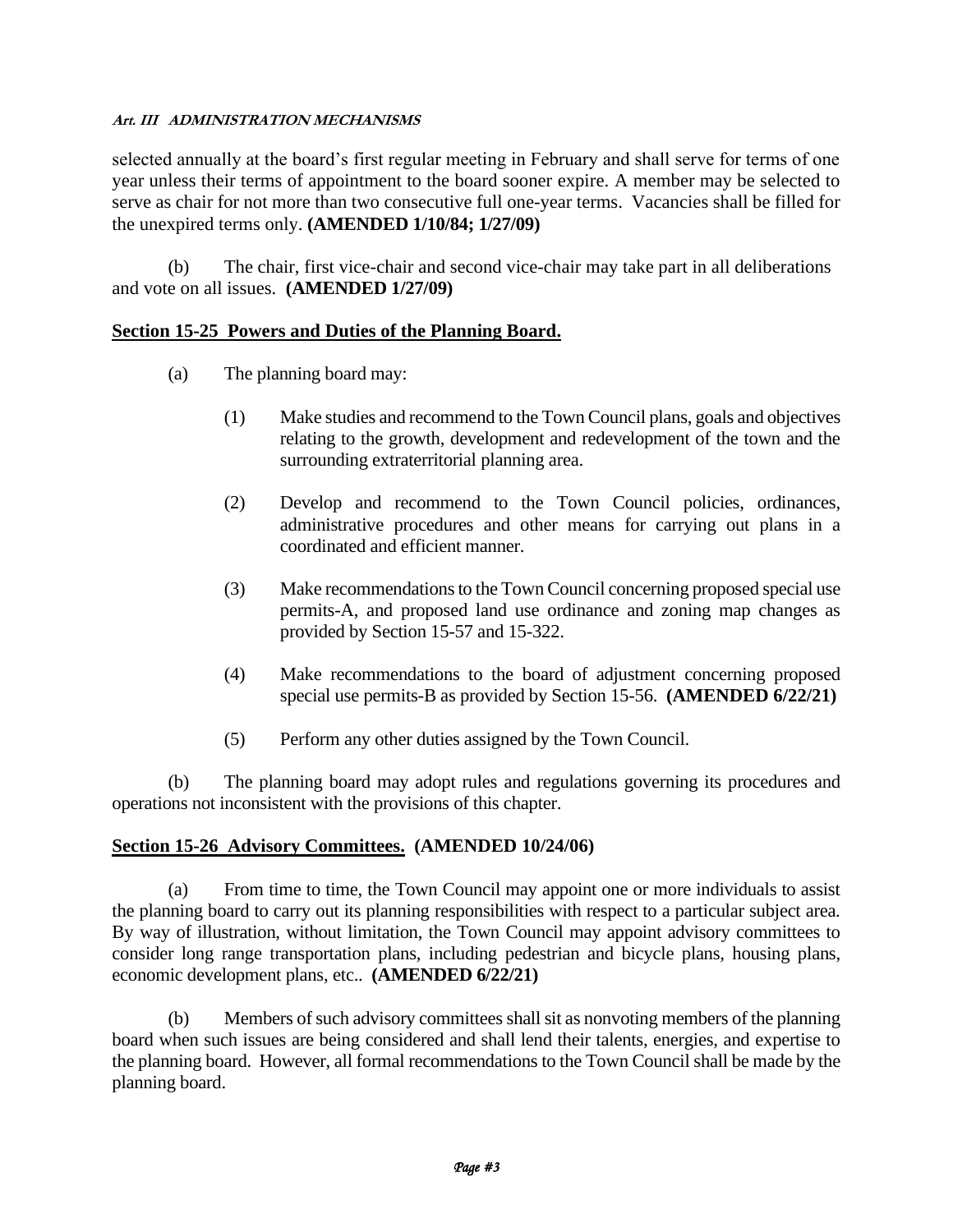selected annually at the board's first regular meeting in February and shall serve for terms of one year unless their terms of appointment to the board sooner expire. A member may be selected to serve as chair for not more than two consecutive full one-year terms. Vacancies shall be filled for the unexpired terms only. **(AMENDED 1/10/84; 1/27/09)**

(b) The chair, first vice-chair and second vice-chair may take part in all deliberations and vote on all issues. **(AMENDED 1/27/09)**

## Section 15-25 Powers and Duties of the Planning Board.

(a) The planning board may:

(1) Make studies and recommend to the Town Council plans, goals and objectives relating to the growth, development and redevelopment of the town and the surrounding extraterritorial planning area.

(2) Develop and recommend to the Town Council policies, ordinances, administrative procedures and other means for carrying out plans in a coordinated and efficient manner.

(3) Make recommendations to the Town Council concerning proposed special use permits-A, and proposed land use ordinance and zoning map changes as provided by Section 15-57 and 15-322.

(4) Make recommendations to the board of adjustment concerning proposed special use permits-B as provided by Section 15-56. **(AMENDED 6/22/21)**

(5) Perform any other duties assigned by the Town Council.

(b) The planning board may adopt rules and regulations governing its procedures and operations not inconsistent with the provisions of this chapter.

## Section 15-26 Advisory Committees. (AMENDED 10/24/06)

(a) From time to time, the Town Council may appoint one or more individuals to assist the planning board to carry out its planning responsibilities with respect to a particular subject area. By way of illustration, without limitation, the Town Council may appoint advisory committees to consider long range transportation plans, including pedestrian and bicycle plans, housing plans, economic development plans, etc.. **(AMENDED 6/22/21)**

(b) Members of such advisory committees shall sit as nonvoting members of the planning board when such issues are being considered and shall lend their talents, energies, and expertise to the planning board. However, all formal recommendations to the Town Council shall be made by the planning board.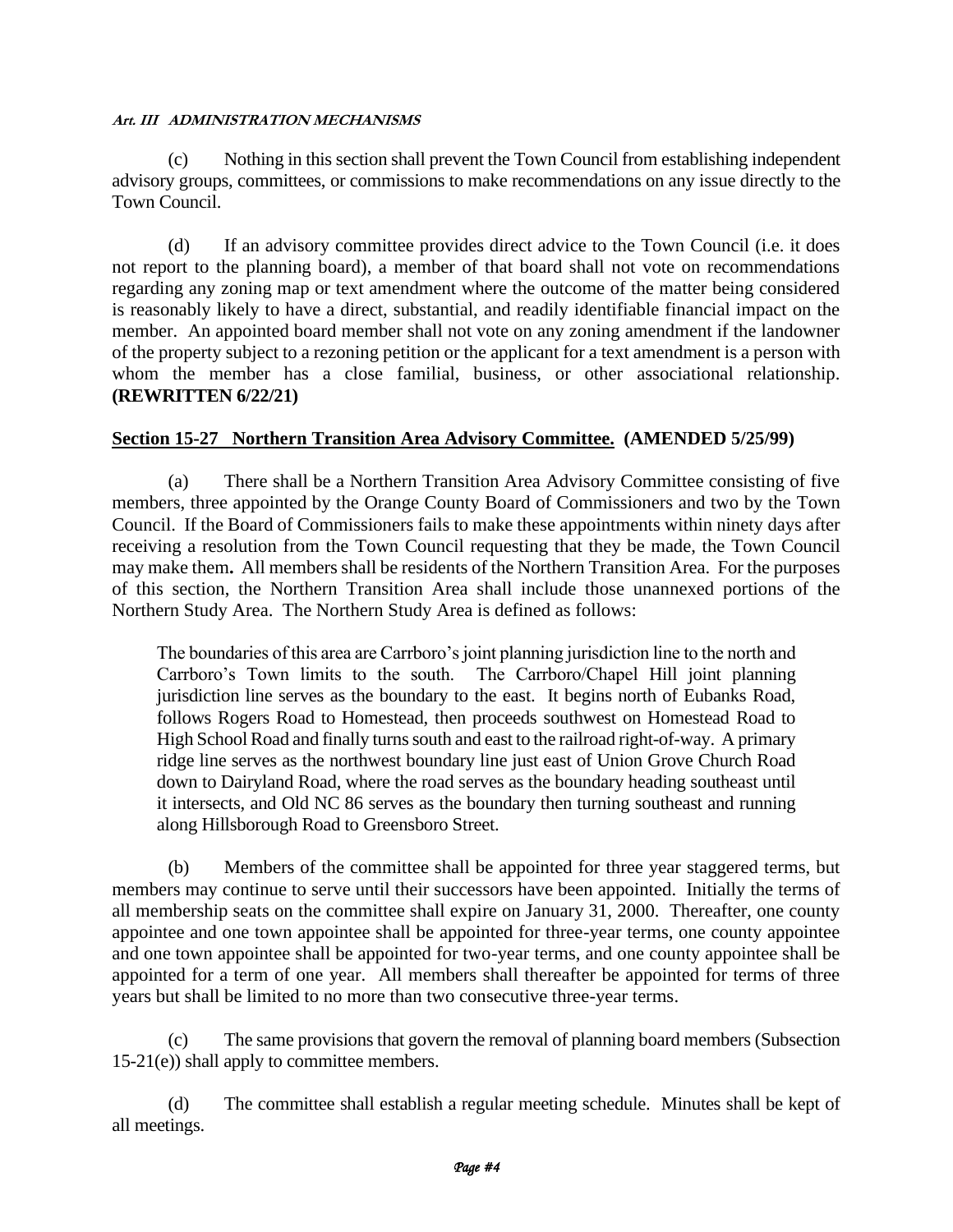(c) Nothing in this section shall prevent the Town Council from establishing independent advisory groups, committees, or commissions to make recommendations on any issue directly to the Town Council.

(d) If an advisory committee provides direct advice to the Town Council (i.e. it does not report to the planning board), a member of that board shall not vote on recommendations regarding any zoning map or text amendment where the outcome of the matter being considered is reasonably likely to have a direct, substantial, and readily identifiable financial impact on the member. An appointed board member shall not vote on any zoning amendment if the landowner of the property subject to a rezoning petition or the applicant for a text amendment is a person with whom the member has a close familial, business, or other associational relationship. **(REWRITTEN 6/22/21)**

## Section 15-27 Northern Transition Area Advisory Committee. (AMENDED 5/25/99)

(a) There shall be a Northern Transition Area Advisory Committee consisting of five members, three appointed by the Orange County Board of Commissioners and two by the Town Council. If the Board of Commissioners fails to make these appointments within ninety days after receiving a resolution from the Town Council requesting that they be made, the Town Council may make them**.** All members shall be residents of the Northern Transition Area. For the purposes of this section, the Northern Transition Area shall include those unannexed portions of the Northern Study Area. The Northern Study Area is defined as follows:

> The boundaries of this area are Carrboro's joint planning jurisdiction line to the north and Carrboro's Town limits to the south. The Carrboro/Chapel Hill joint planning jurisdiction line serves as the boundary to the east. It begins north of Eubanks Road, follows Rogers Road to Homestead, then proceeds southwest on Homestead Road to High School Road and finally turns south and east to the railroad right-of-way. A primary ridge line serves as the northwest boundary line just east of Union Grove Church Road down to Dairyland Road, where the road serves as the boundary heading southeast until it intersects, and Old NC 86 serves as the boundary then turning southeast and running along Hillsborough Road to Greensboro Street.

(b) Members of the committee shall be appointed for three year staggered terms, but members may continue to serve until their successors have been appointed. Initially the terms of all membership seats on the committee shall expire on January 31, 2000. Thereafter, one county appointee and one town appointee shall be appointed for three-year terms, one county appointee and one town appointee shall be appointed for two-year terms, and one county appointee shall be appointed for a term of one year. All members shall thereafter be appointed for terms of three years but shall be limited to no more than two consecutive three-year terms.

(c) The same provisions that govern the removal of planning board members (Subsection 15-21(e)) shall apply to committee members.

(d) The committee shall establish a regular meeting schedule. Minutes shall be kept of all meetings.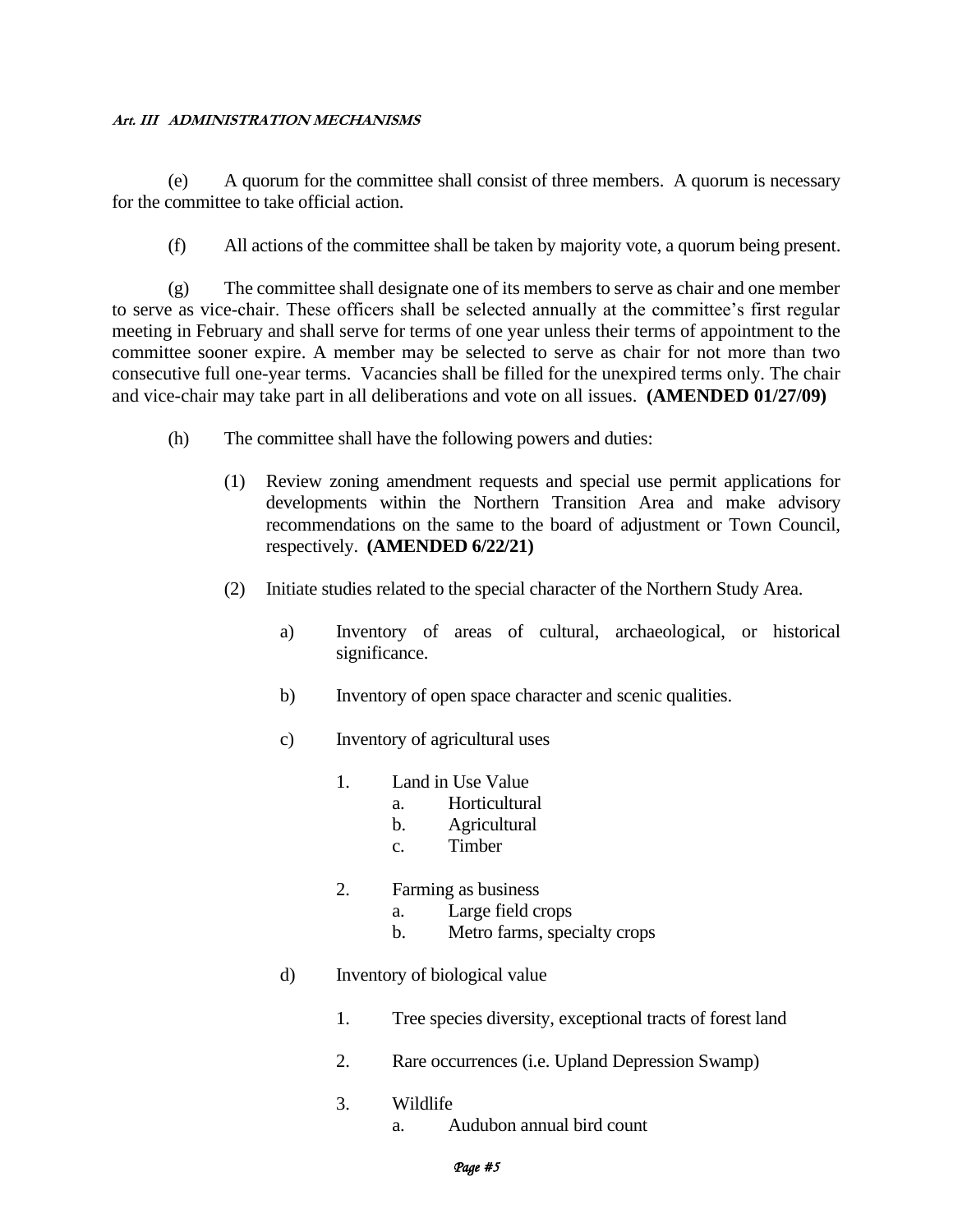(e) A quorum for the committee shall consist of three members. A quorum is necessary for the committee to take official action.

(f) All actions of the committee shall be taken by majority vote, a quorum being present.

(g) The committee shall designate one of its members to serve as chair and one member to serve as vice-chair. These officers shall be selected annually at the committee's first regular meeting in February and shall serve for terms of one year unless their terms of appointment to the committee sooner expire. A member may be selected to serve as chair for not more than two consecutive full one-year terms. Vacancies shall be filled for the unexpired terms only. The chair and vice-chair may take part in all deliberations and vote on all issues. **(AMENDED 01/27/09)**

(h) The committee shall have the following powers and duties:

(1) Review zoning amendment requests and special use permit applications for developments within the Northern Transition Area and make advisory recommendations on the same to the board of adjustment or Town Council, respectively. **(AMENDED 6/22/21)**

(2) Initiate studies related to the special character of the Northern Study Area.

a) Inventory of areas of cultural, archaeological, or historical significance.

b) Inventory of open space character and scenic qualities.

c) Inventory of agricultural uses

1. Land in Use Value
   - a. Horticultural
   - b. Agricultural
   - c. Timber

2. Farming as business
   - a. Large field crops
   - b. Metro farms, specialty crops

d) Inventory of biological value

1. Tree species diversity, exceptional tracts of forest land

2. Rare occurrences (i.e. Upland Depression Swamp)

3. Wildlife
   - a. Audubon annual bird count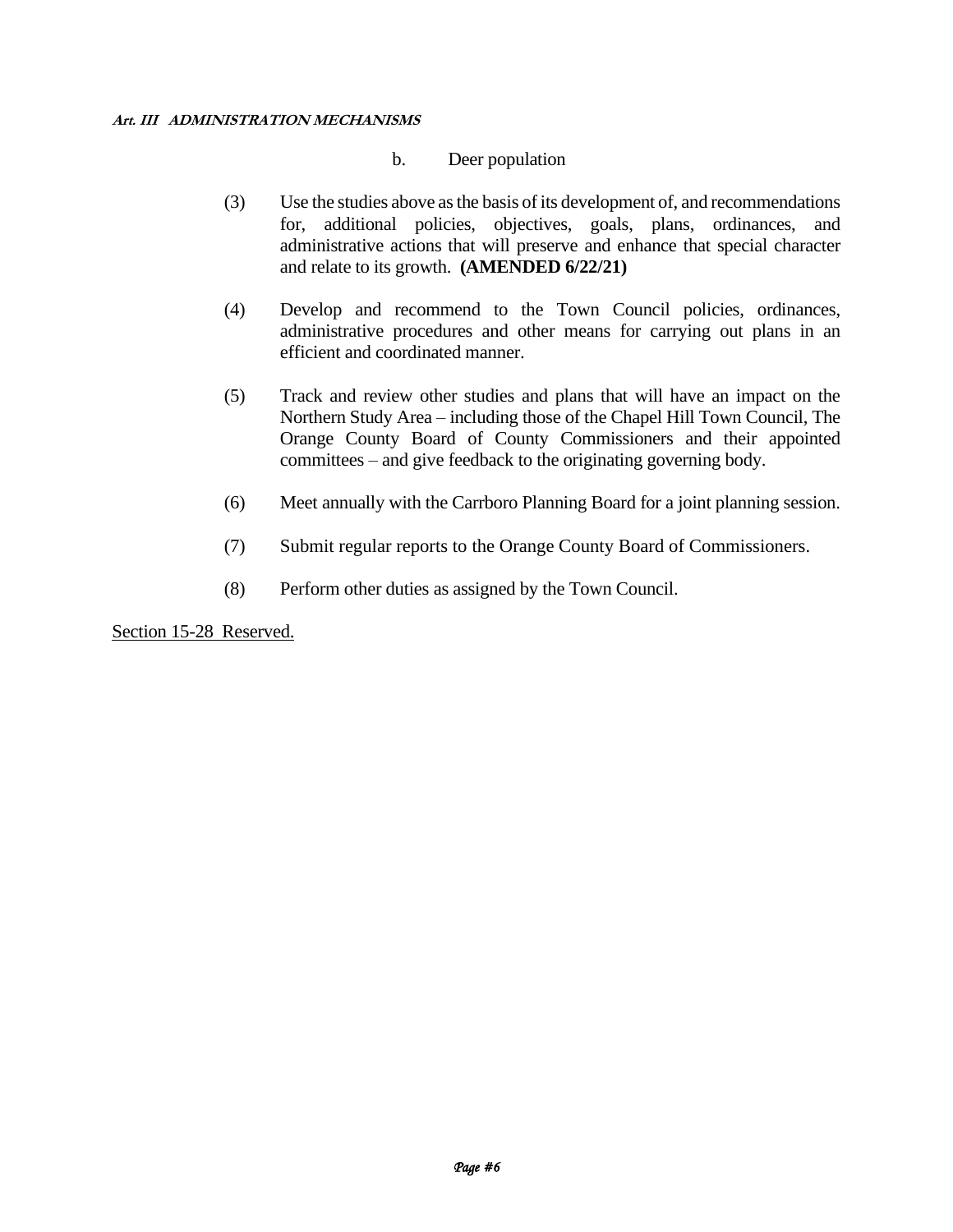b. Deer population

(3) Use the studies above as the basis of its development of, and recommendations for, additional policies, objectives, goals, plans, ordinances, and administrative actions that will preserve and enhance that special character and relate to its growth. **(AMENDED 6/22/21)**

(4) Develop and recommend to the Town Council policies, ordinances, administrative procedures and other means for carrying out plans in an efficient and coordinated manner.

(5) Track and review other studies and plans that will have an impact on the Northern Study Area – including those of the Chapel Hill Town Council, The Orange County Board of County Commissioners and their appointed committees – and give feedback to the originating governing body.

(6) Meet annually with the Carrboro Planning Board for a joint planning session.

(7) Submit regular reports to the Orange County Board of Commissioners.

(8) Perform other duties as assigned by the Town Council.

Section 15-28 Reserved.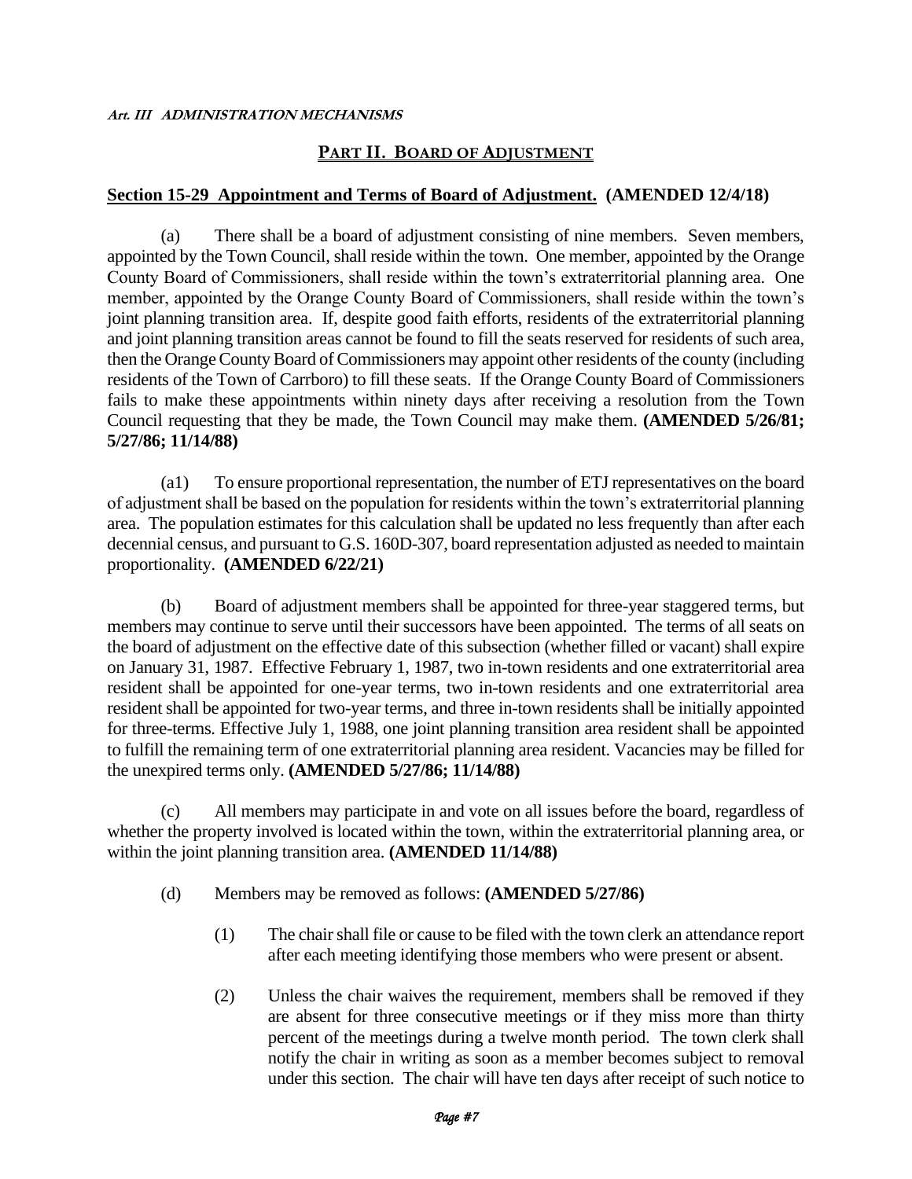## PART II. BOARD OF ADJUSTMENT

### Section 15-29 Appointment and Terms of Board of Adjustment. (AMENDED 12/4/18)

(a) There shall be a board of adjustment consisting of nine members. Seven members, appointed by the Town Council, shall reside within the town. One member, appointed by the Orange County Board of Commissioners, shall reside within the town's extraterritorial planning area. One member, appointed by the Orange County Board of Commissioners, shall reside within the town's joint planning transition area. If, despite good faith efforts, residents of the extraterritorial planning and joint planning transition areas cannot be found to fill the seats reserved for residents of such area, then the Orange County Board of Commissioners may appoint other residents of the county (including residents of the Town of Carrboro) to fill these seats. If the Orange County Board of Commissioners fails to make these appointments within ninety days after receiving a resolution from the Town Council requesting that they be made, the Town Council may make them. **(AMENDED 5/26/81; 5/27/86; 11/14/88)**

(a1) To ensure proportional representation, the number of ETJ representatives on the board of adjustment shall be based on the population for residents within the town's extraterritorial planning area. The population estimates for this calculation shall be updated no less frequently than after each decennial census, and pursuant to G.S. 160D-307, board representation adjusted as needed to maintain proportionality. **(AMENDED 6/22/21)**

(b) Board of adjustment members shall be appointed for three-year staggered terms, but members may continue to serve until their successors have been appointed. The terms of all seats on the board of adjustment on the effective date of this subsection (whether filled or vacant) shall expire on January 31, 1987. Effective February 1, 1987, two in-town residents and one extraterritorial area resident shall be appointed for one-year terms, two in-town residents and one extraterritorial area resident shall be appointed for two-year terms, and three in-town residents shall be initially appointed for three-terms. Effective July 1, 1988, one joint planning transition area resident shall be appointed to fulfill the remaining term of one extraterritorial planning area resident. Vacancies may be filled for the unexpired terms only. **(AMENDED 5/27/86; 11/14/88)**

(c) All members may participate in and vote on all issues before the board, regardless of whether the property involved is located within the town, within the extraterritorial planning area, or within the joint planning transition area. **(AMENDED 11/14/88)**

(d) Members may be removed as follows: **(AMENDED 5/27/86)**

(1) The chair shall file or cause to be filed with the town clerk an attendance report after each meeting identifying those members who were present or absent.

(2) Unless the chair waives the requirement, members shall be removed if they are absent for three consecutive meetings or if they miss more than thirty percent of the meetings during a twelve month period. The town clerk shall notify the chair in writing as soon as a member becomes subject to removal under this section. The chair will have ten days after receipt of such notice to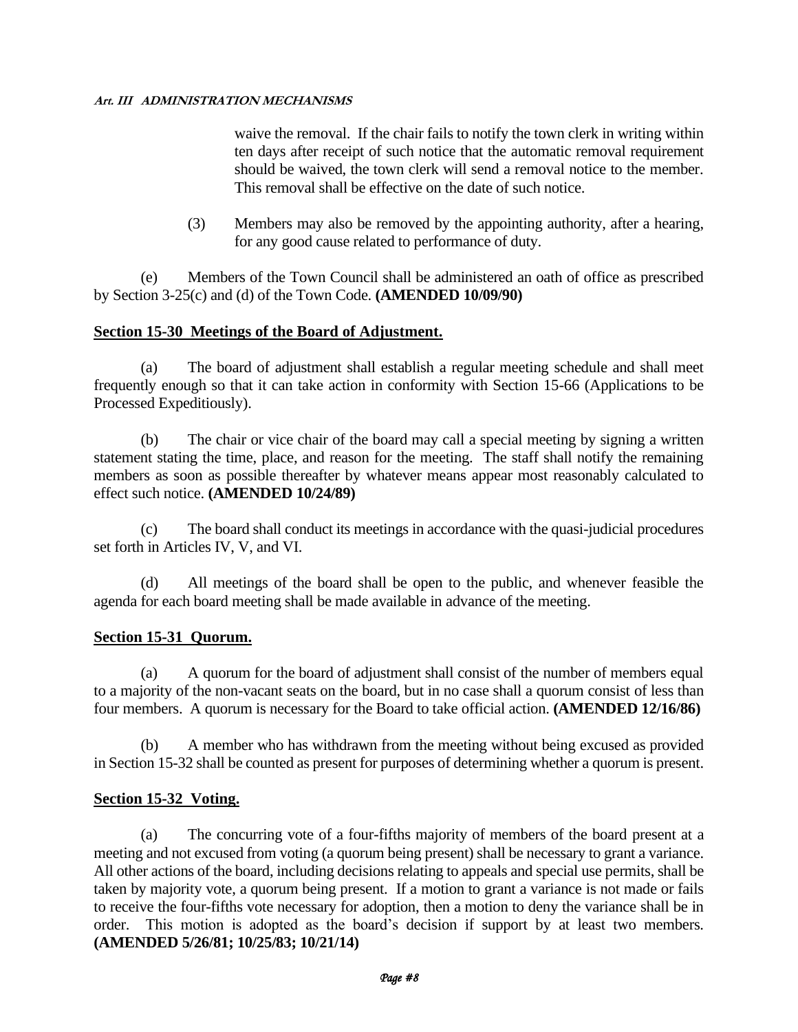waive the removal. If the chair fails to notify the town clerk in writing within ten days after receipt of such notice that the automatic removal requirement should be waived, the town clerk will send a removal notice to the member. This removal shall be effective on the date of such notice.

(3) Members may also be removed by the appointing authority, after a hearing, for any good cause related to performance of duty.

(e) Members of the Town Council shall be administered an oath of office as prescribed by Section 3-25(c) and (d) of the Town Code. **(AMENDED 10/09/90)**

## Section 15-30 Meetings of the Board of Adjustment.

(a) The board of adjustment shall establish a regular meeting schedule and shall meet frequently enough so that it can take action in conformity with Section 15-66 (Applications to be Processed Expeditiously).

(b) The chair or vice chair of the board may call a special meeting by signing a written statement stating the time, place, and reason for the meeting. The staff shall notify the remaining members as soon as possible thereafter by whatever means appear most reasonably calculated to effect such notice. **(AMENDED 10/24/89)**

(c) The board shall conduct its meetings in accordance with the quasi-judicial procedures set forth in Articles IV, V, and VI.

(d) All meetings of the board shall be open to the public, and whenever feasible the agenda for each board meeting shall be made available in advance of the meeting.

## Section 15-31 Quorum.

(a) A quorum for the board of adjustment shall consist of the number of members equal to a majority of the non-vacant seats on the board, but in no case shall a quorum consist of less than four members. A quorum is necessary for the Board to take official action. **(AMENDED 12/16/86)**

(b) A member who has withdrawn from the meeting without being excused as provided in Section 15-32 shall be counted as present for purposes of determining whether a quorum is present.

## Section 15-32 Voting.

(a) The concurring vote of a four-fifths majority of members of the board present at a meeting and not excused from voting (a quorum being present) shall be necessary to grant a variance. All other actions of the board, including decisions relating to appeals and special use permits, shall be taken by majority vote, a quorum being present. If a motion to grant a variance is not made or fails to receive the four-fifths vote necessary for adoption, then a motion to deny the variance shall be in order. This motion is adopted as the board's decision if support by at least two members. **(AMENDED 5/26/81; 10/25/83; 10/21/14)**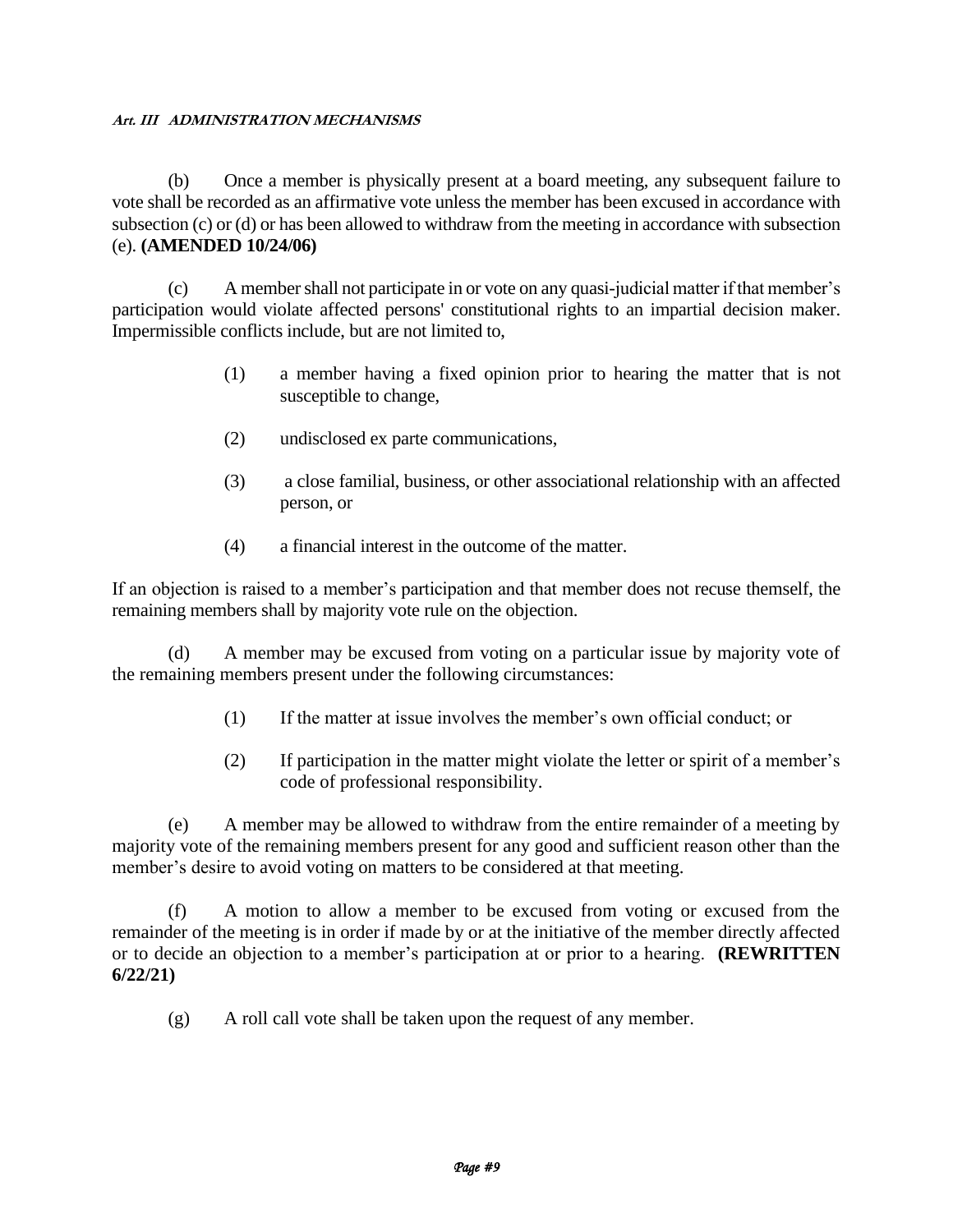(b) Once a member is physically present at a board meeting, any subsequent failure to vote shall be recorded as an affirmative vote unless the member has been excused in accordance with subsection (c) or (d) or has been allowed to withdraw from the meeting in accordance with subsection (e). **(AMENDED 10/24/06)**

(c) A member shall not participate in or vote on any quasi-judicial matter if that member's participation would violate affected persons' constitutional rights to an impartial decision maker. Impermissible conflicts include, but are not limited to,

> (1) a member having a fixed opinion prior to hearing the matter that is not susceptible to change,
>
> (2) undisclosed ex parte communications,
>
> (3) a close familial, business, or other associational relationship with an affected person, or
>
> (4) a financial interest in the outcome of the matter.

If an objection is raised to a member's participation and that member does not recuse themself, the remaining members shall by majority vote rule on the objection.

(d) A member may be excused from voting on a particular issue by majority vote of the remaining members present under the following circumstances:

> (1) If the matter at issue involves the member's own official conduct; or
>
> (2) If participation in the matter might violate the letter or spirit of a member's code of professional responsibility.

(e) A member may be allowed to withdraw from the entire remainder of a meeting by majority vote of the remaining members present for any good and sufficient reason other than the member's desire to avoid voting on matters to be considered at that meeting.

(f) A motion to allow a member to be excused from voting or excused from the remainder of the meeting is in order if made by or at the initiative of the member directly affected or to decide an objection to a member's participation at or prior to a hearing. **(REWRITTEN 6/22/21)**

(g) A roll call vote shall be taken upon the request of any member.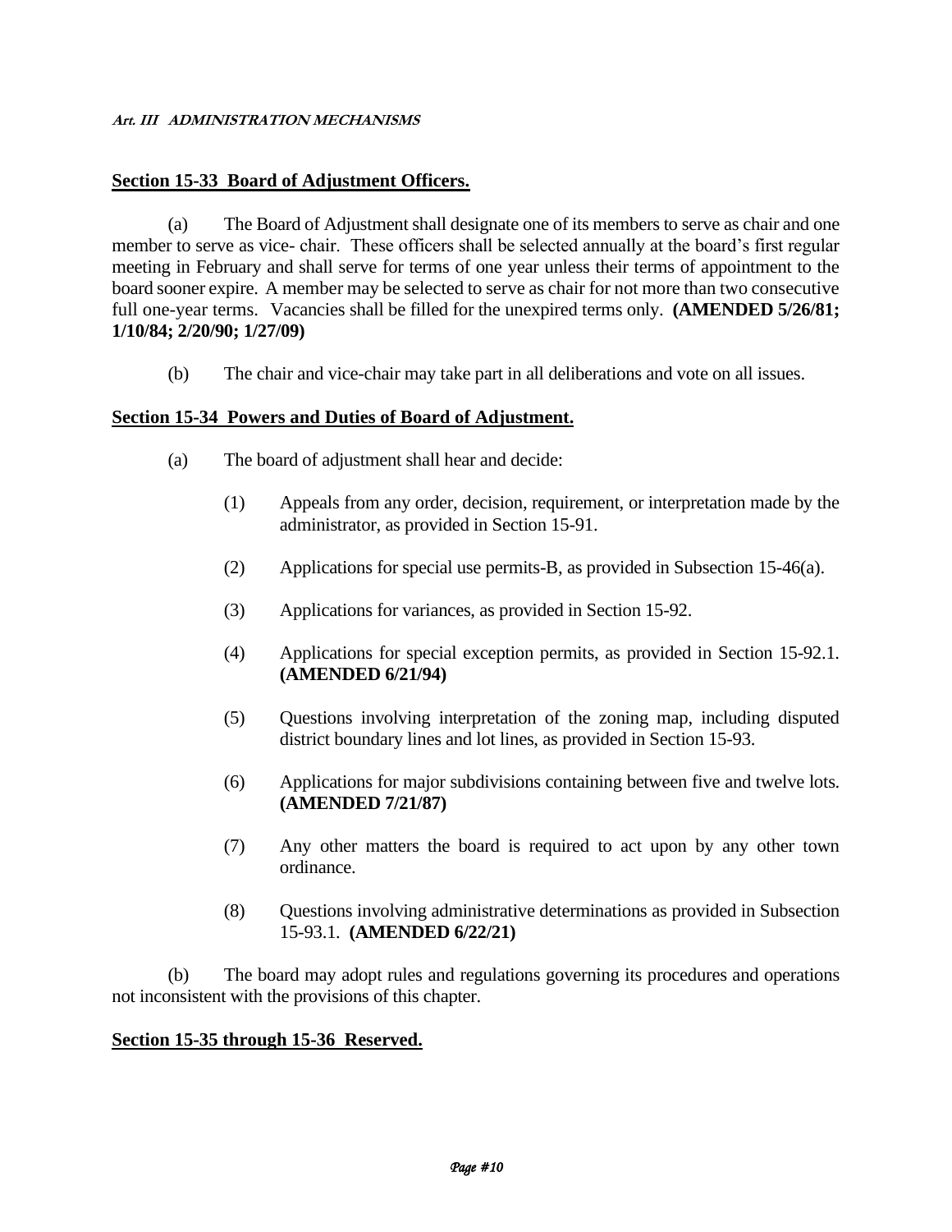## Section 15-33 Board of Adjustment Officers.

(a) The Board of Adjustment shall designate one of its members to serve as chair and one member to serve as vice- chair. These officers shall be selected annually at the board's first regular meeting in February and shall serve for terms of one year unless their terms of appointment to the board sooner expire. A member may be selected to serve as chair for not more than two consecutive full one-year terms. Vacancies shall be filled for the unexpired terms only. **(AMENDED 5/26/81; 1/10/84; 2/20/90; 1/27/09)**

(b) The chair and vice-chair may take part in all deliberations and vote on all issues.

## Section 15-34 Powers and Duties of Board of Adjustment.

(a) The board of adjustment shall hear and decide:

(1) Appeals from any order, decision, requirement, or interpretation made by the administrator, as provided in Section 15-91.

(2) Applications for special use permits-B, as provided in Subsection 15-46(a).

(3) Applications for variances, as provided in Section 15-92.

(4) Applications for special exception permits, as provided in Section 15-92.1. **(AMENDED 6/21/94)**

(5) Questions involving interpretation of the zoning map, including disputed district boundary lines and lot lines, as provided in Section 15-93.

(6) Applications for major subdivisions containing between five and twelve lots. **(AMENDED 7/21/87)**

(7) Any other matters the board is required to act upon by any other town ordinance.

(8) Questions involving administrative determinations as provided in Subsection 15-93.1. **(AMENDED 6/22/21)**

(b) The board may adopt rules and regulations governing its procedures and operations not inconsistent with the provisions of this chapter.

## Section 15-35 through 15-36 Reserved.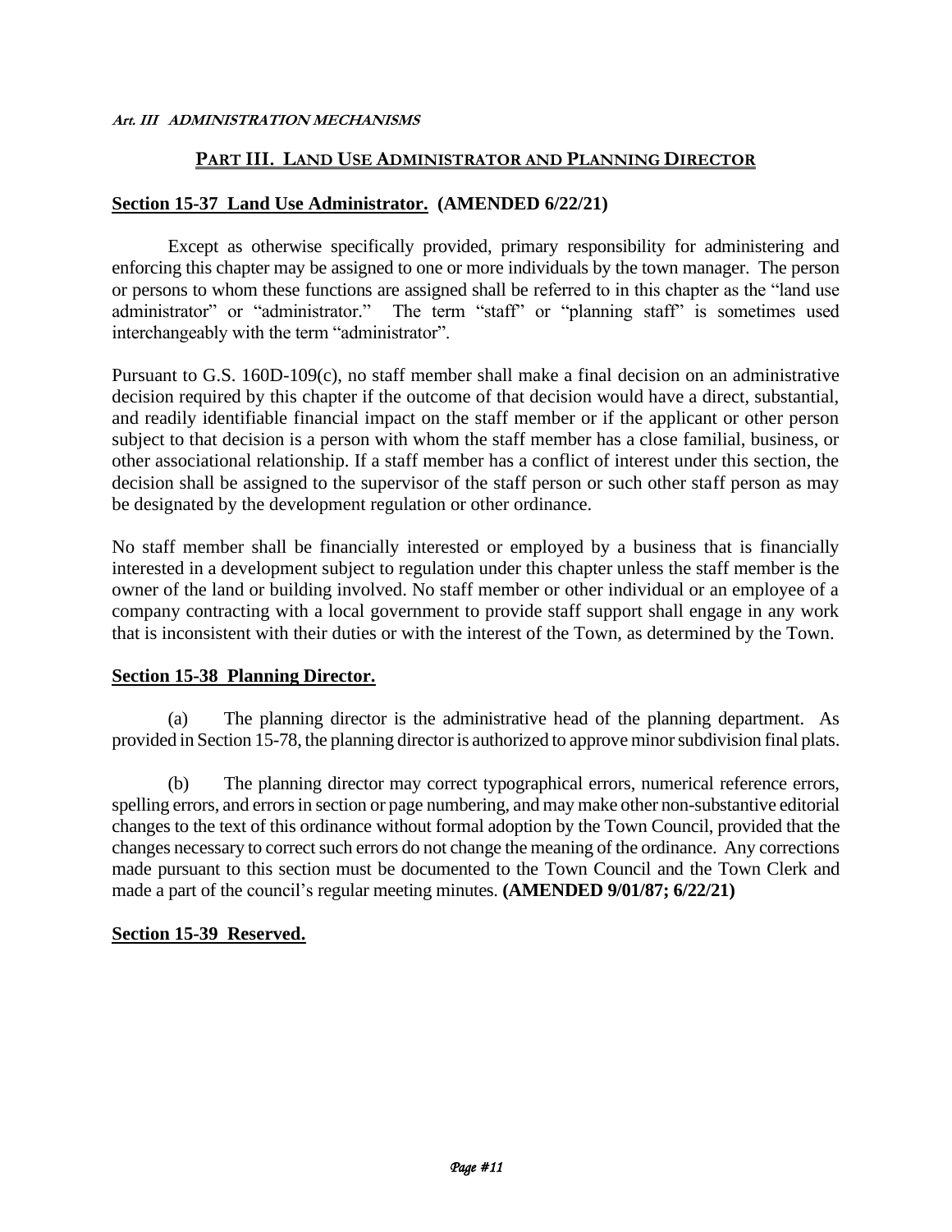**Art. III ADMINISTRATION MECHANISMS**

## PART III. LAND USE ADMINISTRATOR AND PLANNING DIRECTOR

### Section 15-37 Land Use Administrator. (AMENDED 6/22/21)

Except as otherwise specifically provided, primary responsibility for administering and enforcing this chapter may be assigned to one or more individuals by the town manager. The person or persons to whom these functions are assigned shall be referred to in this chapter as the "land use administrator" or "administrator." The term "staff" or "planning staff" is sometimes used interchangeably with the term "administrator".

Pursuant to G.S. 160D-109(c), no staff member shall make a final decision on an administrative decision required by this chapter if the outcome of that decision would have a direct, substantial, and readily identifiable financial impact on the staff member or if the applicant or other person subject to that decision is a person with whom the staff member has a close familial, business, or other associational relationship. If a staff member has a conflict of interest under this section, the decision shall be assigned to the supervisor of the staff person or such other staff person as may be designated by the development regulation or other ordinance.

No staff member shall be financially interested or employed by a business that is financially interested in a development subject to regulation under this chapter unless the staff member is the owner of the land or building involved. No staff member or other individual or an employee of a company contracting with a local government to provide staff support shall engage in any work that is inconsistent with their duties or with the interest of the Town, as determined by the Town.

### Section 15-38 Planning Director.

(a) The planning director is the administrative head of the planning department. As provided in Section 15-78, the planning director is authorized to approve minor subdivision final plats.

(b) The planning director may correct typographical errors, numerical reference errors, spelling errors, and errors in section or page numbering, and may make other non-substantive editorial changes to the text of this ordinance without formal adoption by the Town Council, provided that the changes necessary to correct such errors do not change the meaning of the ordinance. Any corrections made pursuant to this section must be documented to the Town Council and the Town Clerk and made a part of the council's regular meeting minutes. **(AMENDED 9/01/87; 6/22/21)**

### Section 15-39 Reserved.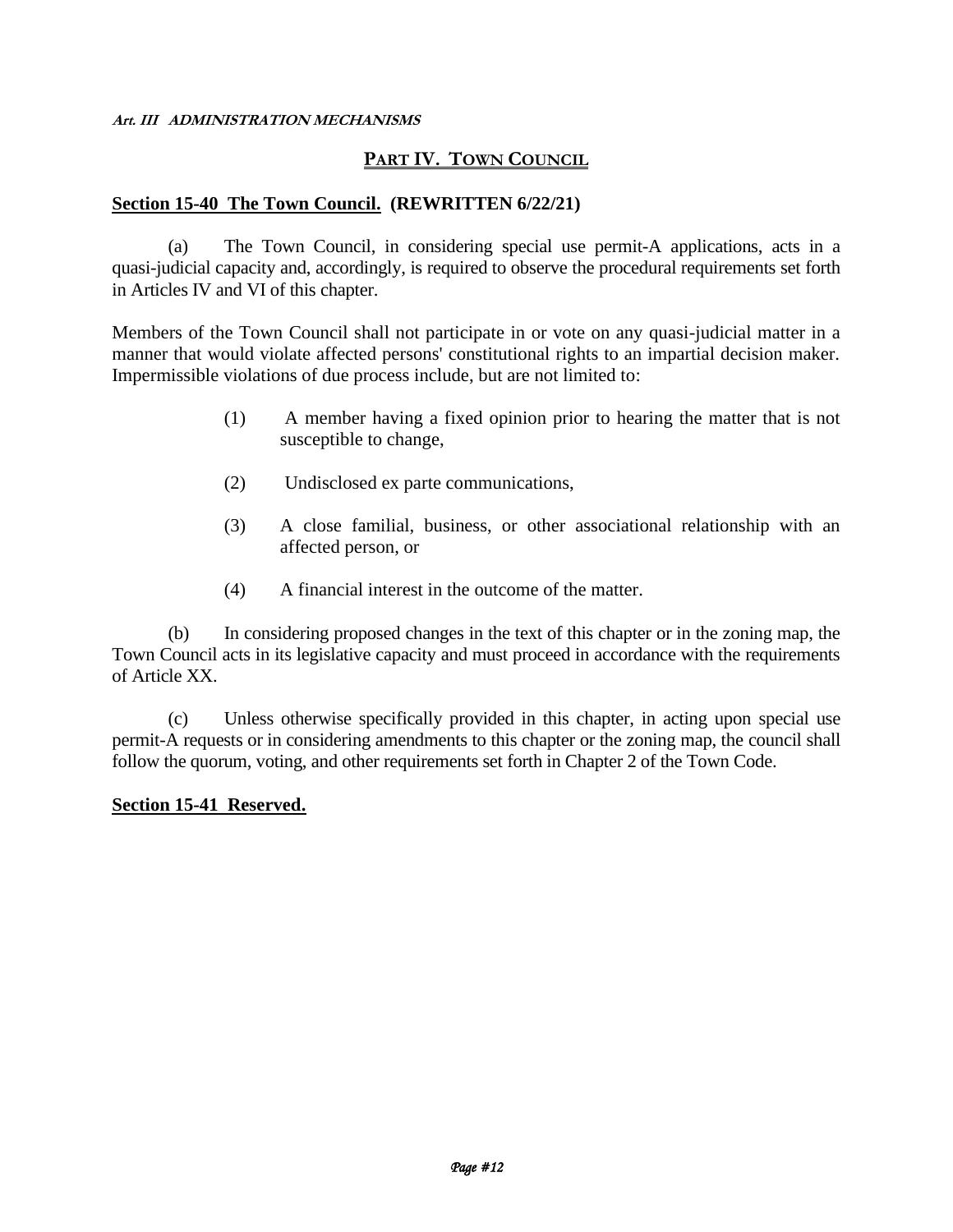## PART IV. TOWN COUNCIL

### Section 15-40 The Town Council. (REWRITTEN 6/22/21)

(a) The Town Council, in considering special use permit-A applications, acts in a quasi-judicial capacity and, accordingly, is required to observe the procedural requirements set forth in Articles IV and VI of this chapter.

Members of the Town Council shall not participate in or vote on any quasi-judicial matter in a manner that would violate affected persons' constitutional rights to an impartial decision maker. Impermissible violations of due process include, but are not limited to:

(1) A member having a fixed opinion prior to hearing the matter that is not susceptible to change,

(2) Undisclosed ex parte communications,

(3) A close familial, business, or other associational relationship with an affected person, or

(4) A financial interest in the outcome of the matter.

(b) In considering proposed changes in the text of this chapter or in the zoning map, the Town Council acts in its legislative capacity and must proceed in accordance with the requirements of Article XX.

(c) Unless otherwise specifically provided in this chapter, in acting upon special use permit-A requests or in considering amendments to this chapter or the zoning map, the council shall follow the quorum, voting, and other requirements set forth in Chapter 2 of the Town Code.

### Section 15-41 Reserved.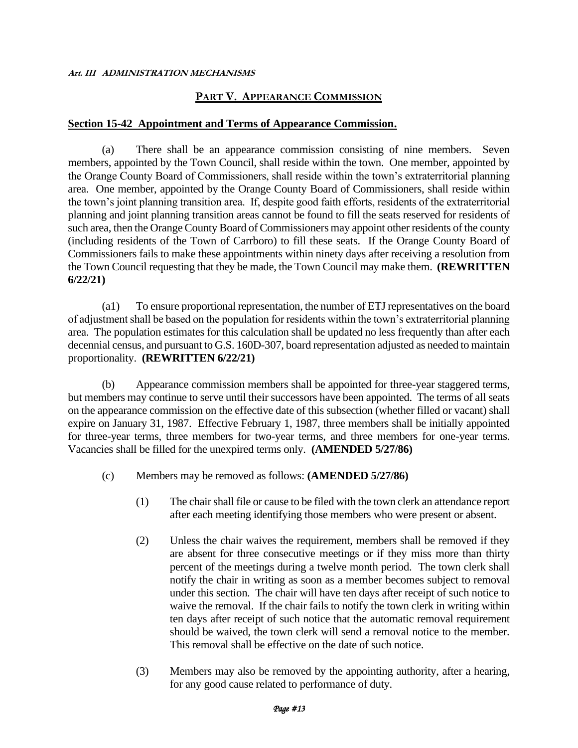## PART V. APPEARANCE COMMISSION

### Section 15-42 Appointment and Terms of Appearance Commission.

(a) There shall be an appearance commission consisting of nine members. Seven members, appointed by the Town Council, shall reside within the town. One member, appointed by the Orange County Board of Commissioners, shall reside within the town's extraterritorial planning area. One member, appointed by the Orange County Board of Commissioners, shall reside within the town's joint planning transition area. If, despite good faith efforts, residents of the extraterritorial planning and joint planning transition areas cannot be found to fill the seats reserved for residents of such area, then the Orange County Board of Commissioners may appoint other residents of the county (including residents of the Town of Carrboro) to fill these seats. If the Orange County Board of Commissioners fails to make these appointments within ninety days after receiving a resolution from the Town Council requesting that they be made, the Town Council may make them. **(REWRITTEN 6/22/21)**

(a1) To ensure proportional representation, the number of ETJ representatives on the board of adjustment shall be based on the population for residents within the town's extraterritorial planning area. The population estimates for this calculation shall be updated no less frequently than after each decennial census, and pursuant to G.S. 160D-307, board representation adjusted as needed to maintain proportionality. **(REWRITTEN 6/22/21)**

(b) Appearance commission members shall be appointed for three-year staggered terms, but members may continue to serve until their successors have been appointed. The terms of all seats on the appearance commission on the effective date of this subsection (whether filled or vacant) shall expire on January 31, 1987. Effective February 1, 1987, three members shall be initially appointed for three-year terms, three members for two-year terms, and three members for one-year terms. Vacancies shall be filled for the unexpired terms only. **(AMENDED 5/27/86)**

(c) Members may be removed as follows: **(AMENDED 5/27/86)**

(1) The chair shall file or cause to be filed with the town clerk an attendance report after each meeting identifying those members who were present or absent.

(2) Unless the chair waives the requirement, members shall be removed if they are absent for three consecutive meetings or if they miss more than thirty percent of the meetings during a twelve month period. The town clerk shall notify the chair in writing as soon as a member becomes subject to removal under this section. The chair will have ten days after receipt of such notice to waive the removal. If the chair fails to notify the town clerk in writing within ten days after receipt of such notice that the automatic removal requirement should be waived, the town clerk will send a removal notice to the member. This removal shall be effective on the date of such notice.

(3) Members may also be removed by the appointing authority, after a hearing, for any good cause related to performance of duty.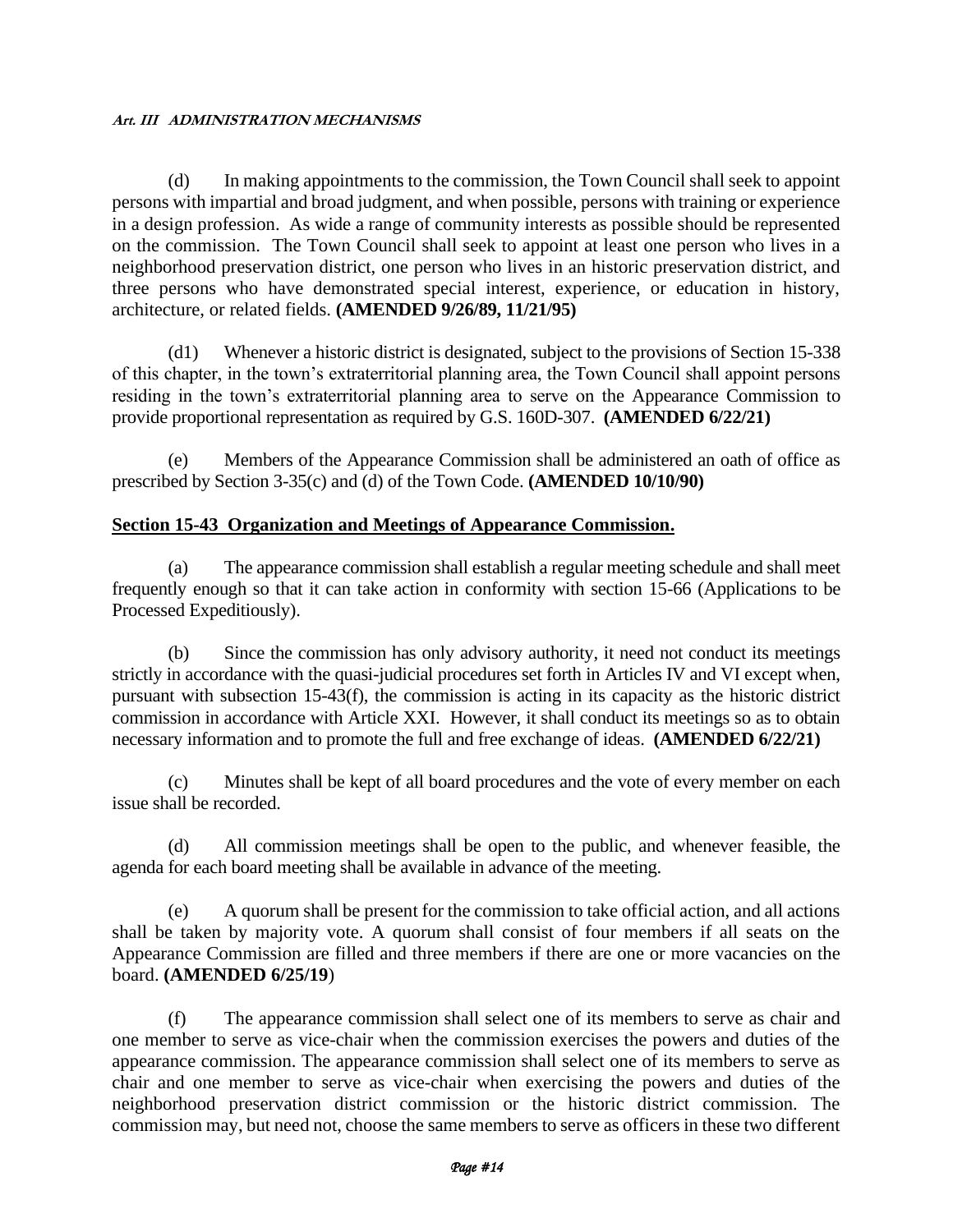(d) In making appointments to the commission, the Town Council shall seek to appoint persons with impartial and broad judgment, and when possible, persons with training or experience in a design profession. As wide a range of community interests as possible should be represented on the commission. The Town Council shall seek to appoint at least one person who lives in a neighborhood preservation district, one person who lives in an historic preservation district, and three persons who have demonstrated special interest, experience, or education in history, architecture, or related fields. **(AMENDED 9/26/89, 11/21/95)**

(d1) Whenever a historic district is designated, subject to the provisions of Section 15-338 of this chapter, in the town's extraterritorial planning area, the Town Council shall appoint persons residing in the town's extraterritorial planning area to serve on the Appearance Commission to provide proportional representation as required by G.S. 160D-307. **(AMENDED 6/22/21)**

(e) Members of the Appearance Commission shall be administered an oath of office as prescribed by Section 3-35(c) and (d) of the Town Code. **(AMENDED 10/10/90)**

## Section 15-43 Organization and Meetings of Appearance Commission.

(a) The appearance commission shall establish a regular meeting schedule and shall meet frequently enough so that it can take action in conformity with section 15-66 (Applications to be Processed Expeditiously).

(b) Since the commission has only advisory authority, it need not conduct its meetings strictly in accordance with the quasi-judicial procedures set forth in Articles IV and VI except when, pursuant with subsection 15-43(f), the commission is acting in its capacity as the historic district commission in accordance with Article XXI. However, it shall conduct its meetings so as to obtain necessary information and to promote the full and free exchange of ideas. **(AMENDED 6/22/21)**

(c) Minutes shall be kept of all board procedures and the vote of every member on each issue shall be recorded.

(d) All commission meetings shall be open to the public, and whenever feasible, the agenda for each board meeting shall be available in advance of the meeting.

(e) A quorum shall be present for the commission to take official action, and all actions shall be taken by majority vote. A quorum shall consist of four members if all seats on the Appearance Commission are filled and three members if there are one or more vacancies on the board. **(AMENDED 6/25/19)**

(f) The appearance commission shall select one of its members to serve as chair and one member to serve as vice-chair when the commission exercises the powers and duties of the appearance commission. The appearance commission shall select one of its members to serve as chair and one member to serve as vice-chair when exercising the powers and duties of the neighborhood preservation district commission or the historic district commission. The commission may, but need not, choose the same members to serve as officers in these two different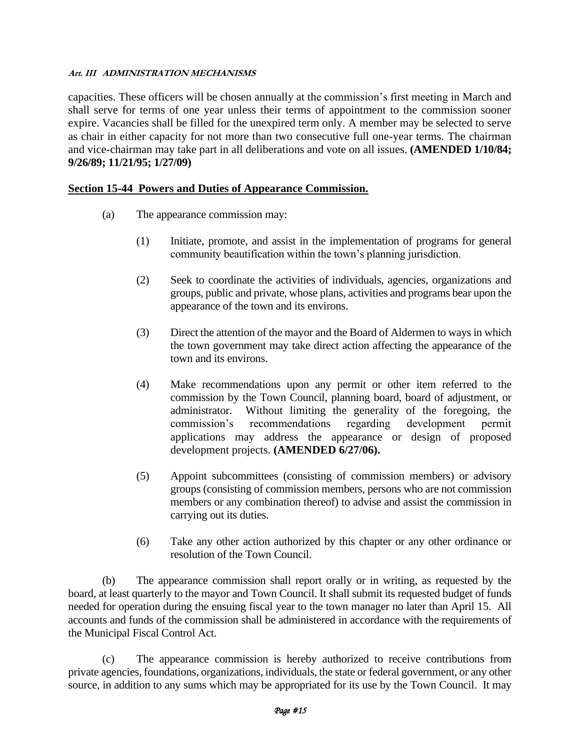capacities. These officers will be chosen annually at the commission's first meeting in March and shall serve for terms of one year unless their terms of appointment to the commission sooner expire. Vacancies shall be filled for the unexpired term only. A member may be selected to serve as chair in either capacity for not more than two consecutive full one-year terms. The chairman and vice-chairman may take part in all deliberations and vote on all issues. **(AMENDED 1/10/84; 9/26/89; 11/21/95; 1/27/09)**

## Section 15-44 Powers and Duties of Appearance Commission.

(a) The appearance commission may:

(1) Initiate, promote, and assist in the implementation of programs for general community beautification within the town's planning jurisdiction.

(2) Seek to coordinate the activities of individuals, agencies, organizations and groups, public and private, whose plans, activities and programs bear upon the appearance of the town and its environs.

(3) Direct the attention of the mayor and the Board of Aldermen to ways in which the town government may take direct action affecting the appearance of the town and its environs.

(4) Make recommendations upon any permit or other item referred to the commission by the Town Council, planning board, board of adjustment, or administrator. Without limiting the generality of the foregoing, the commission's recommendations regarding development permit applications may address the appearance or design of proposed development projects. **(AMENDED 6/27/06).**

(5) Appoint subcommittees (consisting of commission members) or advisory groups (consisting of commission members, persons who are not commission members or any combination thereof) to advise and assist the commission in carrying out its duties.

(6) Take any other action authorized by this chapter or any other ordinance or resolution of the Town Council.

(b) The appearance commission shall report orally or in writing, as requested by the board, at least quarterly to the mayor and Town Council. It shall submit its requested budget of funds needed for operation during the ensuing fiscal year to the town manager no later than April 15. All accounts and funds of the commission shall be administered in accordance with the requirements of the Municipal Fiscal Control Act.

(c) The appearance commission is hereby authorized to receive contributions from private agencies, foundations, organizations, individuals, the state or federal government, or any other source, in addition to any sums which may be appropriated for its use by the Town Council. It may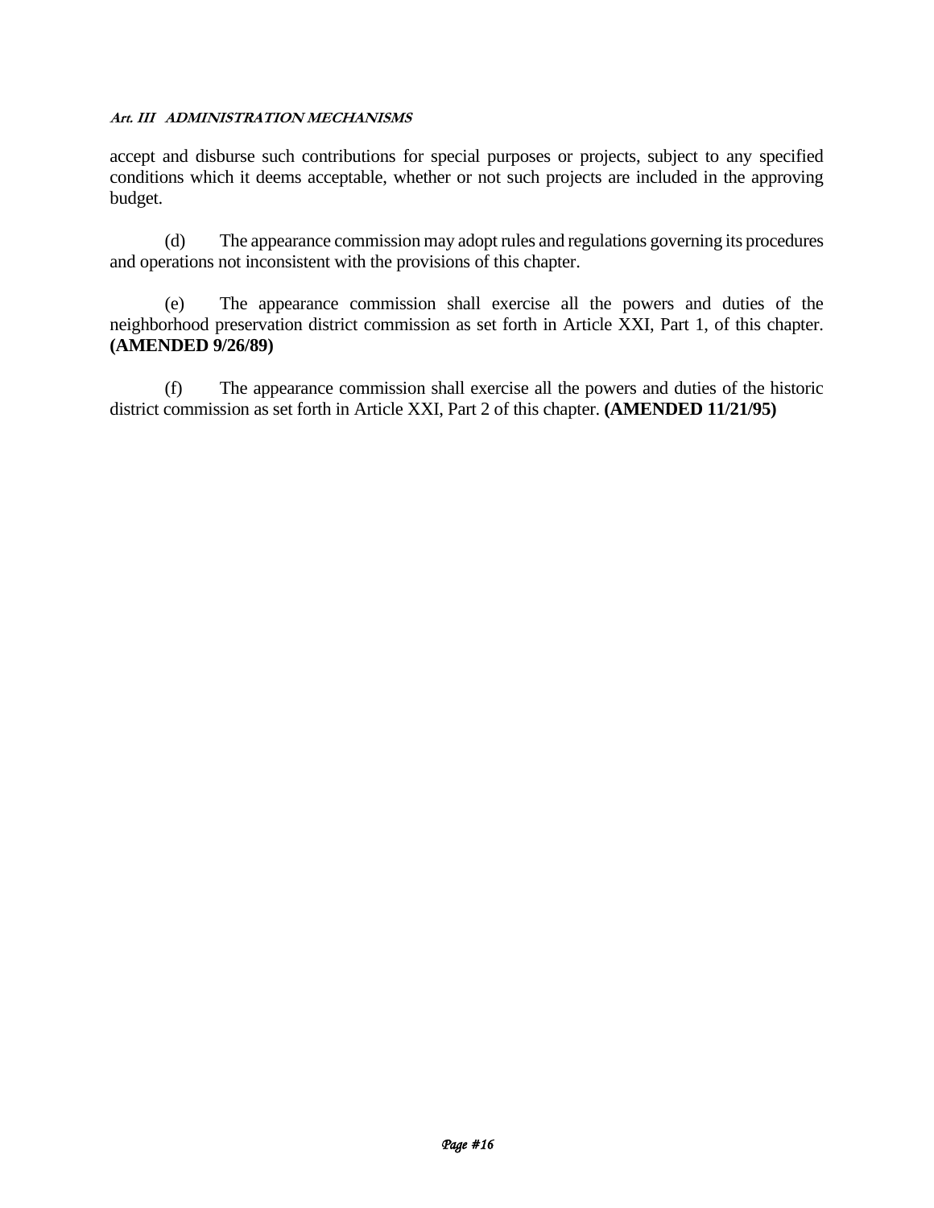accept and disburse such contributions for special purposes or projects, subject to any specified conditions which it deems acceptable, whether or not such projects are included in the approving budget.

(d) The appearance commission may adopt rules and regulations governing its procedures and operations not inconsistent with the provisions of this chapter.

(e) The appearance commission shall exercise all the powers and duties of the neighborhood preservation district commission as set forth in Article XXI, Part 1, of this chapter. **(AMENDED 9/26/89)**

(f) The appearance commission shall exercise all the powers and duties of the historic district commission as set forth in Article XXI, Part 2 of this chapter. **(AMENDED 11/21/95)**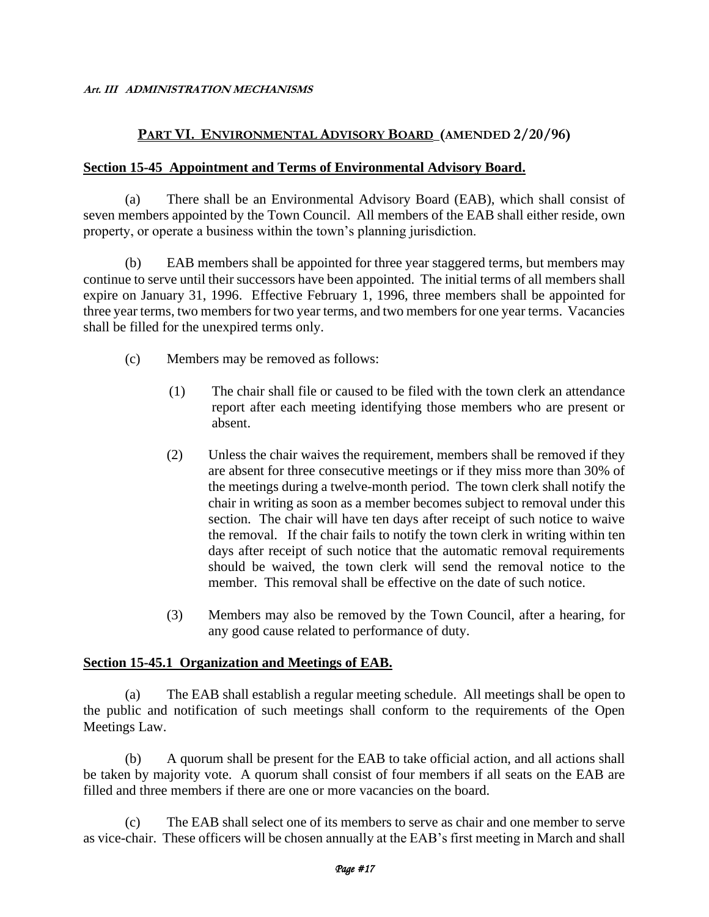*Art. III ADMINISTRATION MECHANISMS*

## PART VI. ENVIRONMENTAL ADVISORY BOARD (AMENDED 2/20/96)

### Section 15-45 Appointment and Terms of Environmental Advisory Board.

(a) There shall be an Environmental Advisory Board (EAB), which shall consist of seven members appointed by the Town Council. All members of the EAB shall either reside, own property, or operate a business within the town's planning jurisdiction.

(b) EAB members shall be appointed for three year staggered terms, but members may continue to serve until their successors have been appointed. The initial terms of all members shall expire on January 31, 1996. Effective February 1, 1996, three members shall be appointed for three year terms, two members for two year terms, and two members for one year terms. Vacancies shall be filled for the unexpired terms only.

(c) Members may be removed as follows:

(1) The chair shall file or caused to be filed with the town clerk an attendance report after each meeting identifying those members who are present or absent.

(2) Unless the chair waives the requirement, members shall be removed if they are absent for three consecutive meetings or if they miss more than 30% of the meetings during a twelve-month period. The town clerk shall notify the chair in writing as soon as a member becomes subject to removal under this section. The chair will have ten days after receipt of such notice to waive the removal. If the chair fails to notify the town clerk in writing within ten days after receipt of such notice that the automatic removal requirements should be waived, the town clerk will send the removal notice to the member. This removal shall be effective on the date of such notice.

(3) Members may also be removed by the Town Council, after a hearing, for any good cause related to performance of duty.

### Section 15-45.1 Organization and Meetings of EAB.

(a) The EAB shall establish a regular meeting schedule. All meetings shall be open to the public and notification of such meetings shall conform to the requirements of the Open Meetings Law.

(b) A quorum shall be present for the EAB to take official action, and all actions shall be taken by majority vote. A quorum shall consist of four members if all seats on the EAB are filled and three members if there are one or more vacancies on the board.

(c) The EAB shall select one of its members to serve as chair and one member to serve as vice-chair. These officers will be chosen annually at the EAB's first meeting in March and shall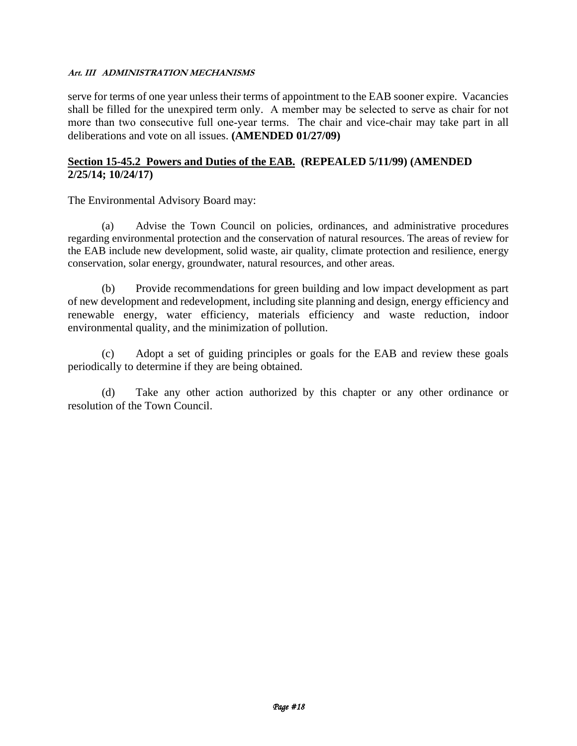serve for terms of one year unless their terms of appointment to the EAB sooner expire. Vacancies shall be filled for the unexpired term only. A member may be selected to serve as chair for not more than two consecutive full one-year terms. The chair and vice-chair may take part in all deliberations and vote on all issues. **(AMENDED 01/27/09)**

### <u>Section 15-45.2 Powers and Duties of the EAB.</u> (REPEALED 5/11/99) (AMENDED 2/25/14; 10/24/17)

The Environmental Advisory Board may:

(a) Advise the Town Council on policies, ordinances, and administrative procedures regarding environmental protection and the conservation of natural resources. The areas of review for the EAB include new development, solid waste, air quality, climate protection and resilience, energy conservation, solar energy, groundwater, natural resources, and other areas.

(b) Provide recommendations for green building and low impact development as part of new development and redevelopment, including site planning and design, energy efficiency and renewable energy, water efficiency, materials efficiency and waste reduction, indoor environmental quality, and the minimization of pollution.

(c) Adopt a set of guiding principles or goals for the EAB and review these goals periodically to determine if they are being obtained.

(d) Take any other action authorized by this chapter or any other ordinance or resolution of the Town Council.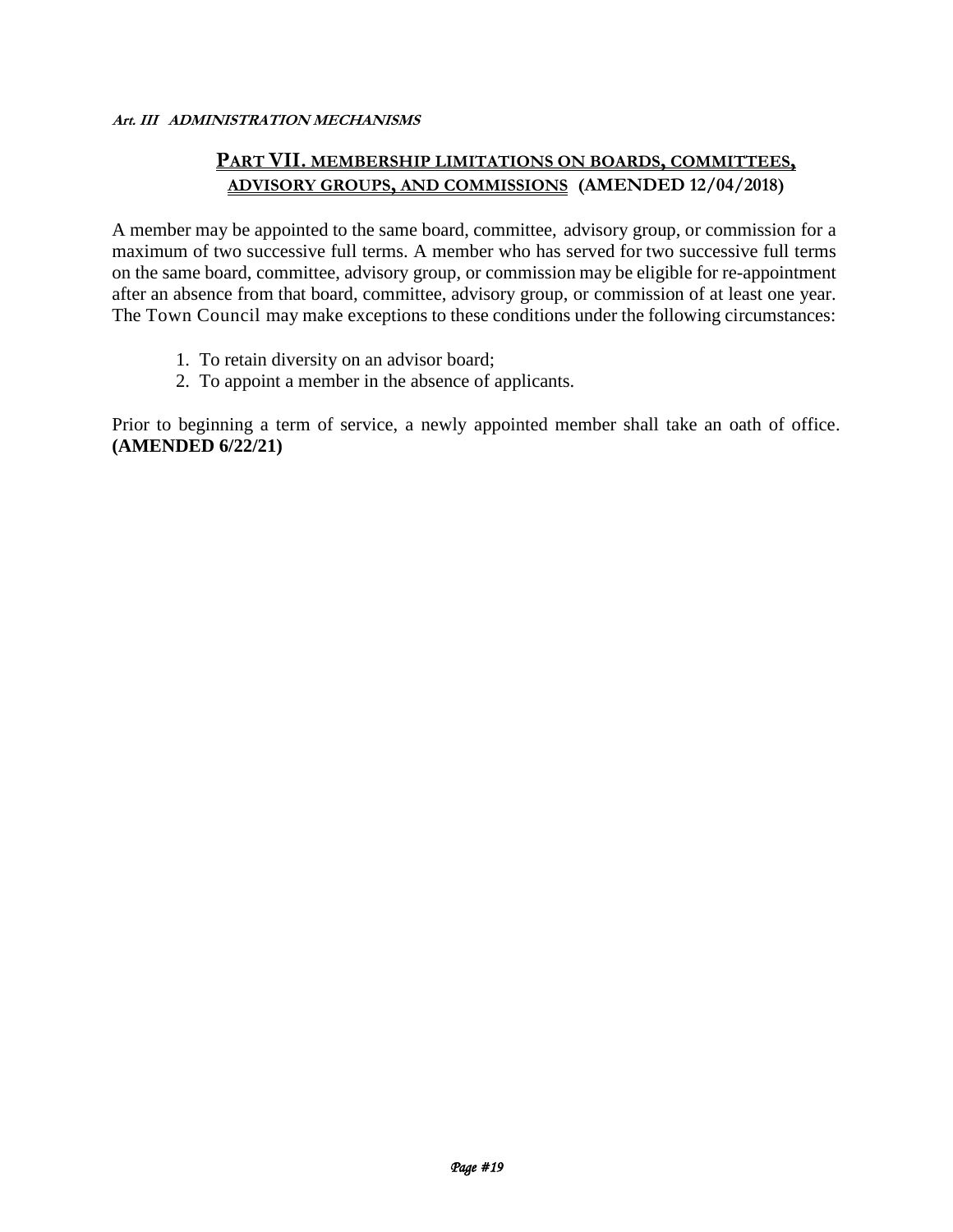***Art. III ADMINISTRATION MECHANISMS***

## PART VII. MEMBERSHIP LIMITATIONS ON BOARDS, COMMITTEES, ADVISORY GROUPS, AND COMMISSIONS (AMENDED 12/04/2018)

A member may be appointed to the same board, committee, advisory group, or commission for a maximum of two successive full terms. A member who has served for two successive full terms on the same board, committee, advisory group, or commission may be eligible for re-appointment after an absence from that board, committee, advisory group, or commission of at least one year. The Town Council may make exceptions to these conditions under the following circumstances:

1. To retain diversity on an advisor board;
2. To appoint a member in the absence of applicants.

Prior to beginning a term of service, a newly appointed member shall take an oath of office. **(AMENDED 6/22/21)**